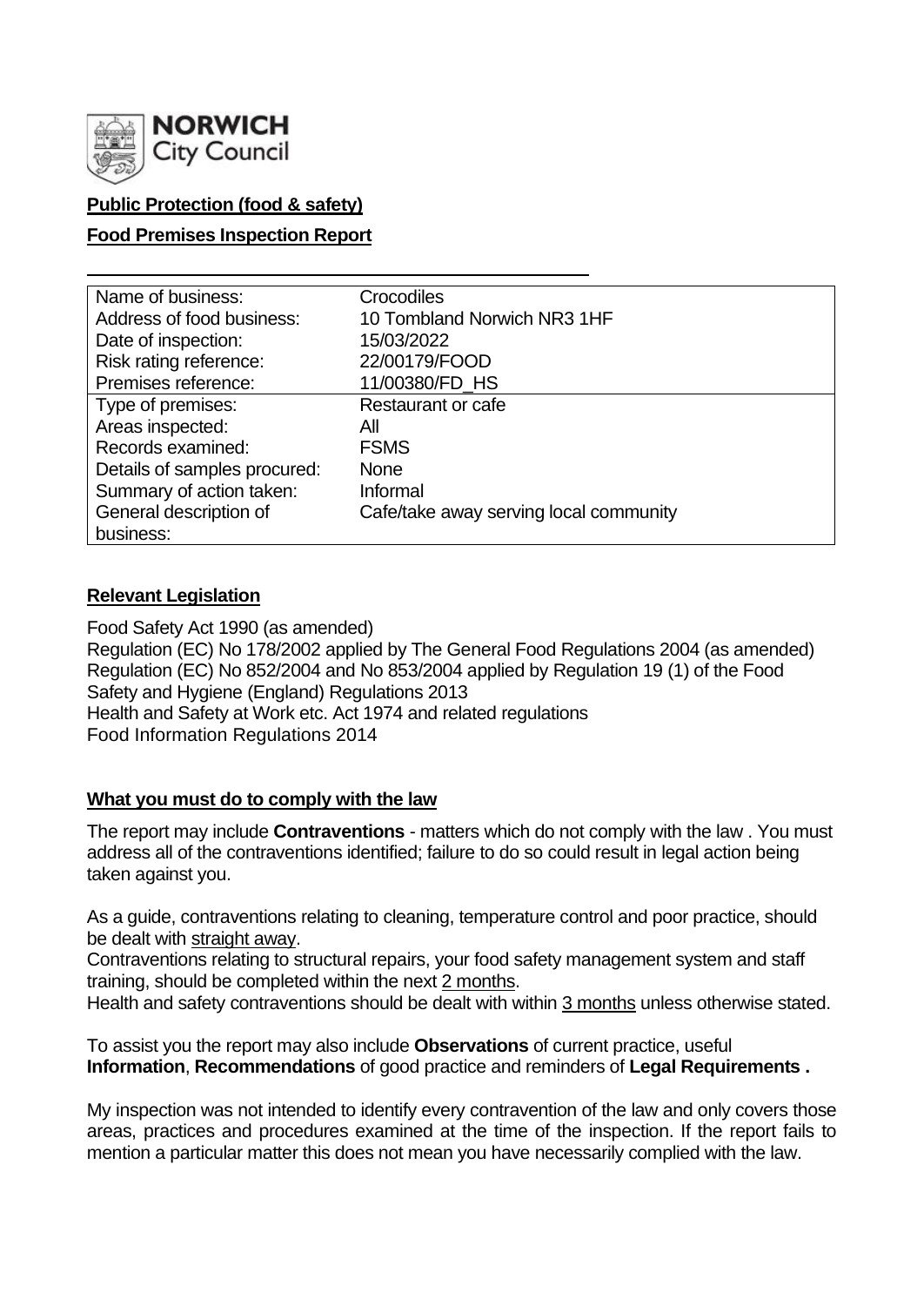NORWICH City Council

**Public Protection (food & safety)**

**Food Premises Inspection Report**

| Name of business: | Crocodiles |
| --- | --- |
| Address of food business: | 10 Tombland Norwich NR3 1HF |
| Date of inspection: | 15/03/2022 |
| Risk rating reference: | 22/00179/FOOD |
| Premises reference: | 11/00380/FD_HS |
| Type of premises: | Restaurant or cafe |
| Areas inspected: | All |
| Records examined: | FSMS |
| Details of samples procured: | None |
| Summary of action taken: | Informal |
| General description of business: | Cafe/take away serving local community |

## Relevant Legislation

Food Safety Act 1990 (as amended)
Regulation (EC) No 178/2002 applied by The General Food Regulations 2004 (as amended)
Regulation (EC) No 852/2004 and No 853/2004 applied by Regulation 19 (1) of the Food Safety and Hygiene (England) Regulations 2013
Health and Safety at Work etc. Act 1974 and related regulations
Food Information Regulations 2014

## What you must do to comply with the law

The report may include **Contraventions** - matters which do not comply with the law . You must address all of the contraventions identified; failure to do so could result in legal action being taken against you.

As a guide, contraventions relating to cleaning, temperature control and poor practice, should be dealt with straight away.
Contraventions relating to structural repairs, your food safety management system and staff training, should be completed within the next 2 months.
Health and safety contraventions should be dealt with within 3 months unless otherwise stated.

To assist you the report may also include **Observations** of current practice, useful **Information**, **Recommendations** of good practice and reminders of **Legal Requirements .**

My inspection was not intended to identify every contravention of the law and only covers those areas, practices and procedures examined at the time of the inspection. If the report fails to mention a particular matter this does not mean you have necessarily complied with the law.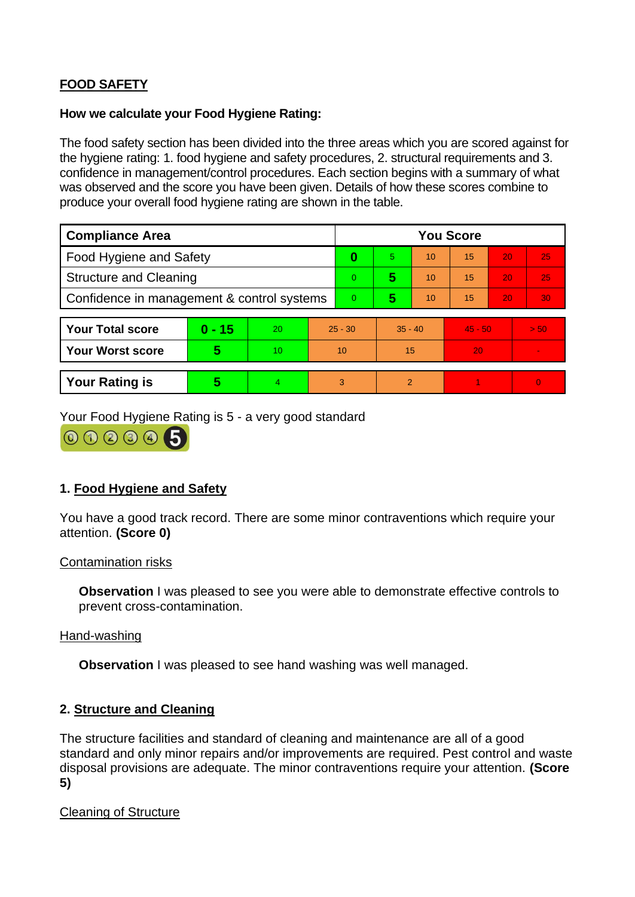**FOOD SAFETY**

**How we calculate your Food Hygiene Rating:**

The food safety section has been divided into the three areas which you are scored against for the hygiene rating: 1. food hygiene and safety procedures, 2. structural requirements and 3. confidence in management/control procedures. Each section begins with a summary of what was observed and the score you have been given. Details of how these scores combine to produce your overall food hygiene rating are shown in the table.

| Compliance Area | You Score | | | | | |
|---|---|---|---|---|---|---|
| Food Hygiene and Safety | **0** | 5 | 10 | 15 | 20 | 25 |
| Structure and Cleaning | 0 | **5** | 10 | 15 | 20 | 25 |
| Confidence in management & control systems | 0 | **5** | 10 | 15 | 20 | 30 |

| | | | | | | |
|---|---|---|---|---|---|---|
| **Your Total score** | **0 - 15** | 20 | 25 - 30 | 35 - 40 | 45 - 50 | > 50 |
| **Your Worst score** | **5** | 10 | 10 | 15 | 20 | - |

| | | | | | | |
|---|---|---|---|---|---|---|
| **Your Rating is** | **5** | 4 | 3 | 2 | 1 | 0 |

Your Food Hygiene Rating is 5 - a very good standard

## 1. Food Hygiene and Safety

You have a good track record. There are some minor contraventions which require your attention. **(Score 0)**

Contamination risks

**Observation** I was pleased to see you were able to demonstrate effective controls to prevent cross-contamination.

Hand-washing

**Observation** I was pleased to see hand washing was well managed.

## 2. Structure and Cleaning

The structure facilities and standard of cleaning and maintenance are all of a good standard and only minor repairs and/or improvements are required. Pest control and waste disposal provisions are adequate. The minor contraventions require your attention. **(Score 5)**

Cleaning of Structure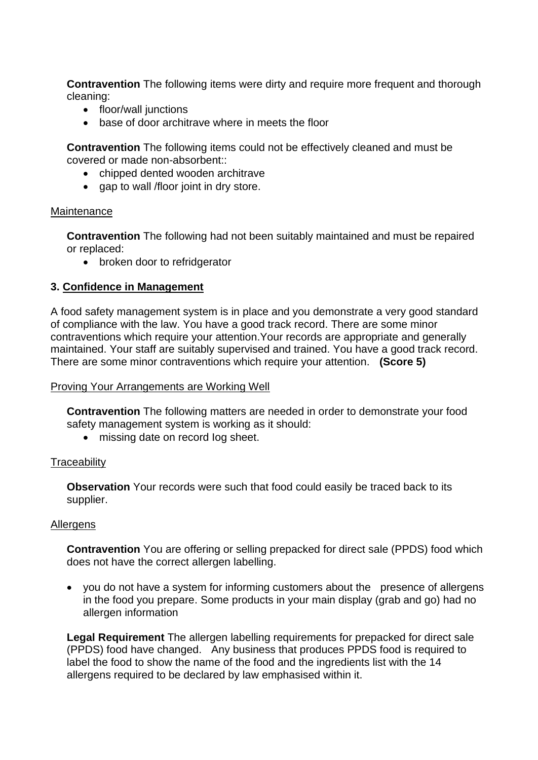**Contravention** The following items were dirty and require more frequent and thorough cleaning:

- floor/wall junctions
- base of door architrave where in meets the floor

**Contravention** The following items could not be effectively cleaned and must be covered or made non-absorbent::

- chipped dented wooden architrave
- gap to wall /floor joint in dry store.

Maintenance

**Contravention** The following had not been suitably maintained and must be repaired or replaced:

- broken door to refridgerator

### 3. Confidence in Management

A food safety management system is in place and you demonstrate a very good standard of compliance with the law. You have a good track record. There are some minor contraventions which require your attention.Your records are appropriate and generally maintained. Your staff are suitably supervised and trained. You have a good track record. There are some minor contraventions which require your attention. **(Score 5)**

Proving Your Arrangements are Working Well

**Contravention** The following matters are needed in order to demonstrate your food safety management system is working as it should:

- missing date on record log sheet.

Traceability

**Observation** Your records were such that food could easily be traced back to its supplier.

Allergens

**Contravention** You are offering or selling prepacked for direct sale (PPDS) food which does not have the correct allergen labelling.

- you do not have a system for informing customers about the presence of allergens in the food you prepare. Some products in your main display (grab and go) had no allergen information

**Legal Requirement** The allergen labelling requirements for prepacked for direct sale (PPDS) food have changed. Any business that produces PPDS food is required to label the food to show the name of the food and the ingredients list with the 14 allergens required to be declared by law emphasised within it.